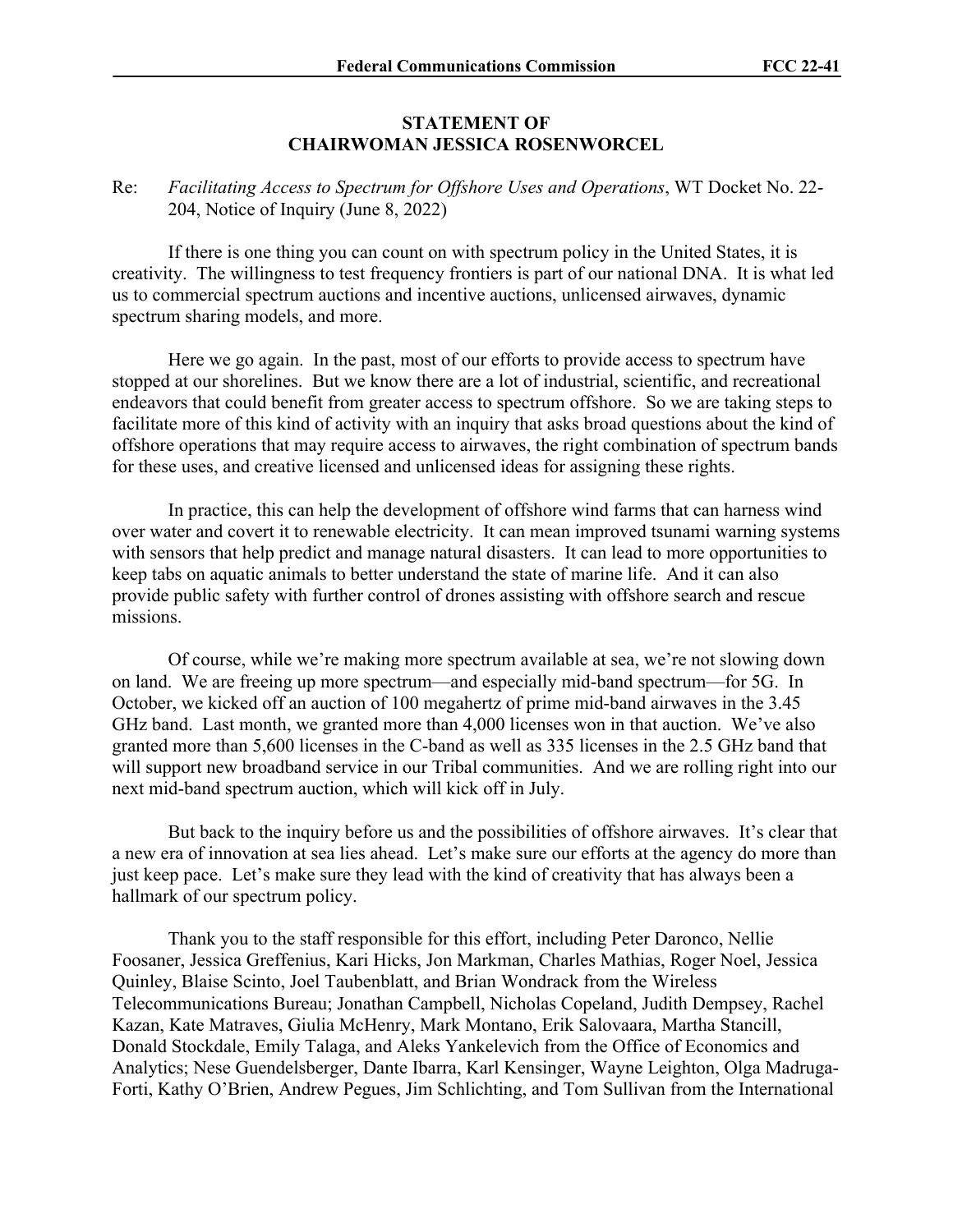# STATEMENT OF CHAIRWOMAN JESSICA ROSENWORCEL

Re: *Facilitating Access to Spectrum for Offshore Uses and Operations*, WT Docket No. 22-204, Notice of Inquiry (June 8, 2022)

If there is one thing you can count on with spectrum policy in the United States, it is creativity. The willingness to test frequency frontiers is part of our national DNA. It is what led us to commercial spectrum auctions and incentive auctions, unlicensed airwaves, dynamic spectrum sharing models, and more.

Here we go again. In the past, most of our efforts to provide access to spectrum have stopped at our shorelines. But we know there are a lot of industrial, scientific, and recreational endeavors that could benefit from greater access to spectrum offshore. So we are taking steps to facilitate more of this kind of activity with an inquiry that asks broad questions about the kind of offshore operations that may require access to airwaves, the right combination of spectrum bands for these uses, and creative licensed and unlicensed ideas for assigning these rights.

In practice, this can help the development of offshore wind farms that can harness wind over water and covert it to renewable electricity. It can mean improved tsunami warning systems with sensors that help predict and manage natural disasters. It can lead to more opportunities to keep tabs on aquatic animals to better understand the state of marine life. And it can also provide public safety with further control of drones assisting with offshore search and rescue missions.

Of course, while we're making more spectrum available at sea, we're not slowing down on land. We are freeing up more spectrum—and especially mid-band spectrum—for 5G. In October, we kicked off an auction of 100 megahertz of prime mid-band airwaves in the 3.45 GHz band. Last month, we granted more than 4,000 licenses won in that auction. We've also granted more than 5,600 licenses in the C-band as well as 335 licenses in the 2.5 GHz band that will support new broadband service in our Tribal communities. And we are rolling right into our next mid-band spectrum auction, which will kick off in July.

But back to the inquiry before us and the possibilities of offshore airwaves. It's clear that a new era of innovation at sea lies ahead. Let's make sure our efforts at the agency do more than just keep pace. Let's make sure they lead with the kind of creativity that has always been a hallmark of our spectrum policy.

Thank you to the staff responsible for this effort, including Peter Daronco, Nellie Foosaner, Jessica Greffenius, Kari Hicks, Jon Markman, Charles Mathias, Roger Noel, Jessica Quinley, Blaise Scinto, Joel Taubenblatt, and Brian Wondrack from the Wireless Telecommunications Bureau; Jonathan Campbell, Nicholas Copeland, Judith Dempsey, Rachel Kazan, Kate Matraves, Giulia McHenry, Mark Montano, Erik Salovaara, Martha Stancill, Donald Stockdale, Emily Talaga, and Aleks Yankelevich from the Office of Economics and Analytics; Nese Guendelsberger, Dante Ibarra, Karl Kensinger, Wayne Leighton, Olga Madruga-Forti, Kathy O'Brien, Andrew Pegues, Jim Schlichting, and Tom Sullivan from the International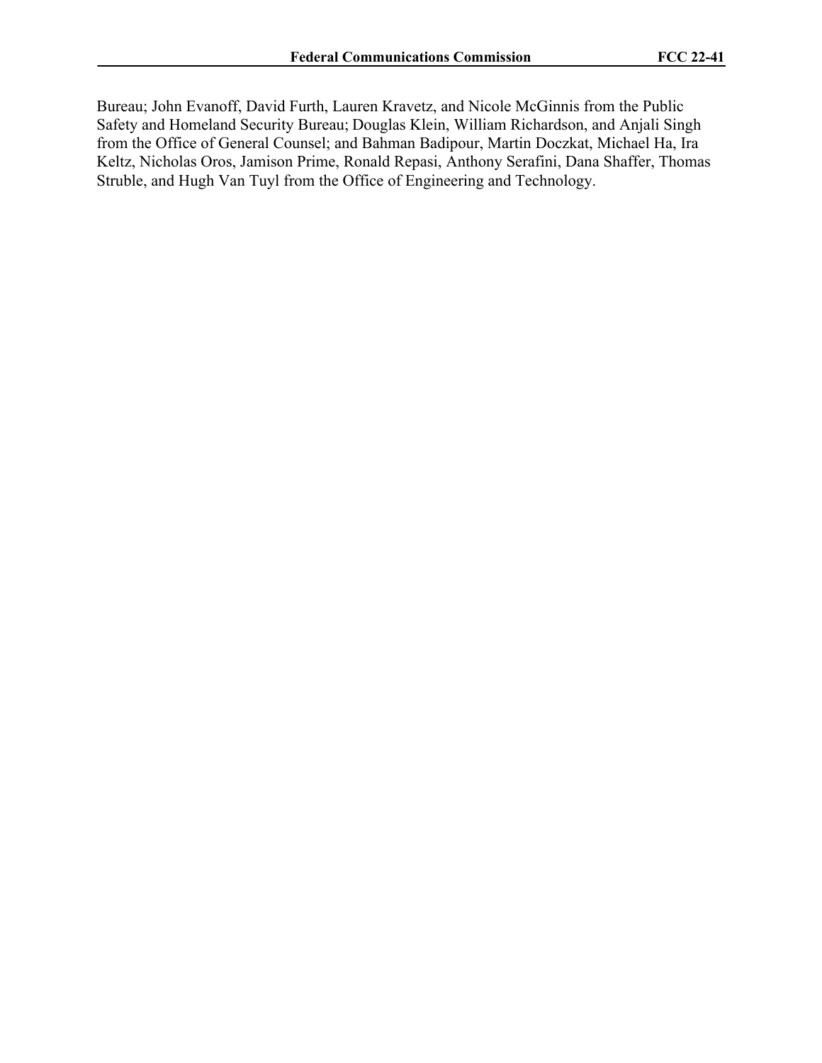Bureau; John Evanoff, David Furth, Lauren Kravetz, and Nicole McGinnis from the Public Safety and Homeland Security Bureau; Douglas Klein, William Richardson, and Anjali Singh from the Office of General Counsel; and Bahman Badipour, Martin Doczkat, Michael Ha, Ira Keltz, Nicholas Oros, Jamison Prime, Ronald Repasi, Anthony Serafini, Dana Shaffer, Thomas Struble, and Hugh Van Tuyl from the Office of Engineering and Technology.